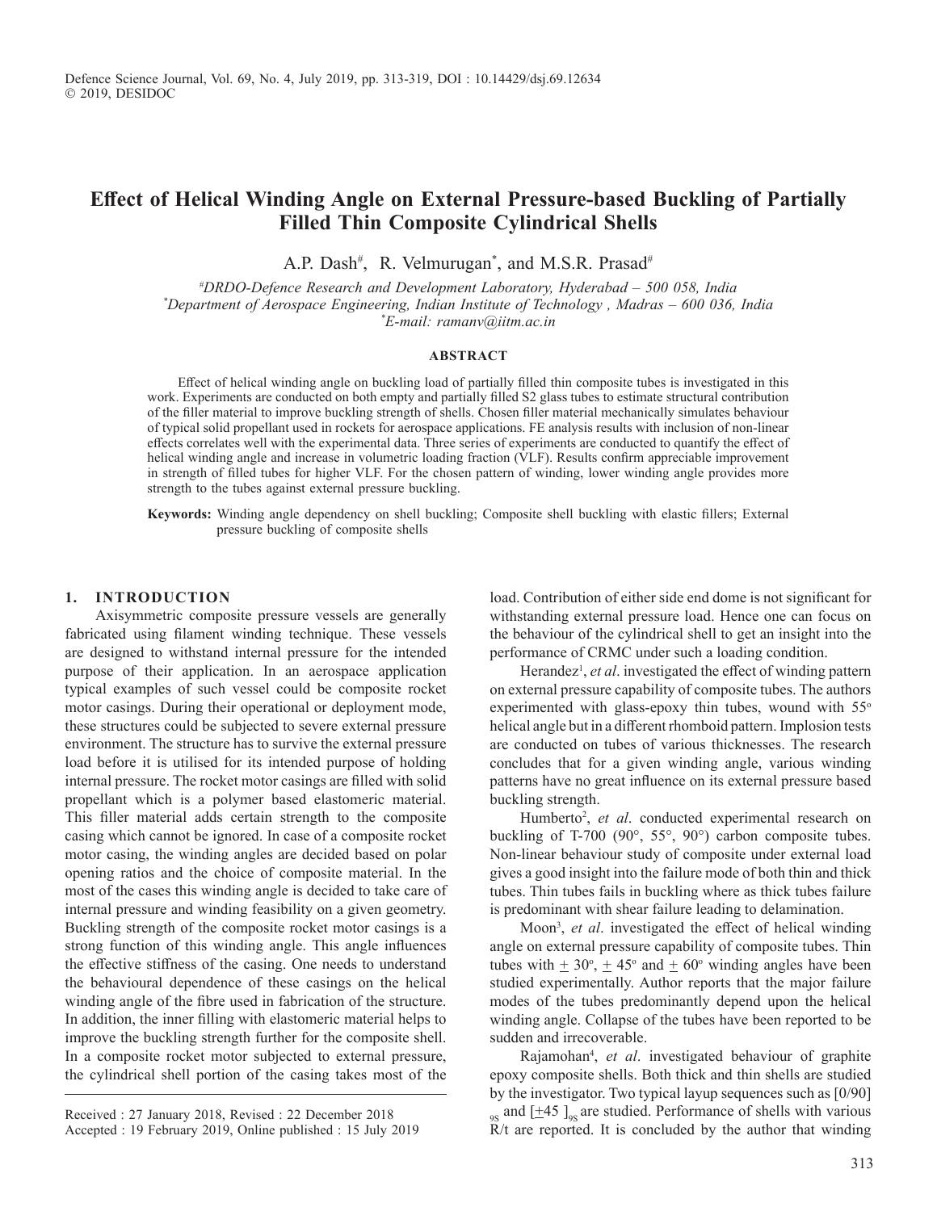# Effect of Helical Winding Angle on External Pressure-based Buckling of Partially Filled Thin Composite Cylindrical Shells

A.P. Dash[#], R. Velmurugan[*], and M.S.R. Prasad[#]

[#]DRDO-Defence Research and Development Laboratory, Hyderabad – 500 058, India
[*]Department of Aerospace Engineering, Indian Institute of Technology, Madras – 600 036, India
[*]E-mail: ramanv@iitm.ac.in

## ABSTRACT

Effect of helical winding angle on buckling load of partially filled thin composite tubes is investigated in this work. Experiments are conducted on both empty and partially filled S2 glass tubes to estimate structural contribution of the filler material to improve buckling strength of shells. Chosen filler material mechanically simulates behaviour of typical solid propellant used in rockets for aerospace applications. FE analysis results with inclusion of non-linear effects correlates well with the experimental data. Three series of experiments are conducted to quantify the effect of helical winding angle and increase in volumetric loading fraction (VLF). Results confirm appreciable improvement in strength of filled tubes for higher VLF. For the chosen pattern of winding, lower winding angle provides more strength to the tubes against external pressure buckling.

**Keywords:** Winding angle dependency on shell buckling; Composite shell buckling with elastic fillers; External pressure buckling of composite shells

## 1. INTRODUCTION

Axisymmetric composite pressure vessels are generally fabricated using filament winding technique. These vessels are designed to withstand internal pressure for the intended purpose of their application. In an aerospace application typical examples of such vessel could be composite rocket motor casings. During their operational or deployment mode, these structures could be subjected to severe external pressure environment. The structure has to survive the external pressure load before it is utilised for its intended purpose of holding internal pressure. The rocket motor casings are filled with solid propellant which is a polymer based elastomeric material. This filler material adds certain strength to the composite casing which cannot be ignored. In case of a composite rocket motor casing, the winding angles are decided based on polar opening ratios and the choice of composite material. In the most of the cases this winding angle is decided to take care of internal pressure and winding feasibility on a given geometry. Buckling strength of the composite rocket motor casings is a strong function of this winding angle. This angle influences the effective stiffness of the casing. One needs to understand the behavioural dependence of these casings on the helical winding angle of the fibre used in fabrication of the structure. In addition, the inner filling with elastomeric material helps to improve the buckling strength further for the composite shell. In a composite rocket motor subjected to external pressure, the cylindrical shell portion of the casing takes most of the load. Contribution of either side end dome is not significant for withstanding external pressure load. Hence one can focus on the behaviour of the cylindrical shell to get an insight into the performance of CRMC under such a loading condition.

Herandez[1], *et al*. investigated the effect of winding pattern on external pressure capability of composite tubes. The authors experimented with glass-epoxy thin tubes, wound with 55° helical angle but in a different rhomboid pattern. Implosion tests are conducted on tubes of various thicknesses. The research concludes that for a given winding angle, various winding patterns have no great influence on its external pressure based buckling strength.

Humberto[2], *et al*. conducted experimental research on buckling of T-700 (90°, 55°, 90°) carbon composite tubes. Non-linear behaviour study of composite under external load gives a good insight into the failure mode of both thin and thick tubes. Thin tubes fails in buckling where as thick tubes failure is predominant with shear failure leading to delamination.

Moon[3], *et al*. investigated the effect of helical winding angle on external pressure capability of composite tubes. Thin tubes with ± 30°, ± 45° and ± 60° winding angles have been studied experimentally. Author reports that the major failure modes of the tubes predominantly depend upon the helical winding angle. Collapse of the tubes have been reported to be sudden and irrecoverable.

Rajamohan[4], *et al*. investigated behaviour of graphite epoxy composite shells. Both thick and thin shells are studied by the investigator. Two typical layup sequences such as $[0/90]_{9S}$ and $[\pm 45]_{9S}$ are studied. Performance of shells with various R/t are reported. It is concluded by the author that winding

Received : 27 January 2018, Revised : 22 December 2018
Accepted : 19 February 2019, Online published : 15 July 2019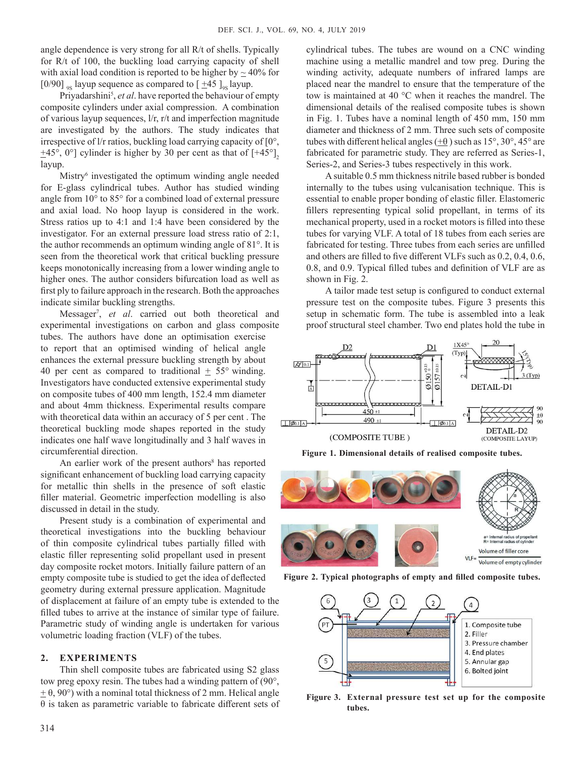angle dependence is very strong for all R/t of shells. Typically for R/t of 100, the buckling load carrying capacity of shell with axial load condition is reported to be higher by ~ 40% for $[0/90]_{9S}$ layup sequence as compared to $[\pm 45]_{9S}$ layup.

Priyadarshini[5], *et al*. have reported the behaviour of empty composite cylinders under axial compression. A combination of various layup sequences, l/r, r/t and imperfection magnitude are investigated by the authors. The study indicates that irrespective of l/r ratios, buckling load carrying capacity of [0°, ±45°, 0°] cylinder is higher by 30 per cent as that of $[+45°]_2$ layup.

Mistry[6] investigated the optimum winding angle needed for E-glass cylindrical tubes. Author has studied winding angle from 10° to 85° for a combined load of external pressure and axial load. No hoop layup is considered in the work. Stress ratios up to 4:1 and 1:4 have been considered by the investigator. For an external pressure load stress ratio of 2:1, the author recommends an optimum winding angle of 81°. It is seen from the theoretical work that critical buckling pressure keeps monotonically increasing from a lower winding angle to higher ones. The author considers bifurcation load as well as first ply to failure approach in the research. Both the approaches indicate similar buckling strengths.

Messager[7], *et al*. carried out both theoretical and experimental investigations on carbon and glass composite tubes. The authors have done an optimisation exercise to report that an optimised winding of helical angle enhances the external pressure buckling strength by about 40 per cent as compared to traditional ± 55° winding. Investigators have conducted extensive experimental study on composite tubes of 400 mm length, 152.4 mm diameter and about 4mm thickness. Experimental results compare with theoretical data within an accuracy of 5 per cent . The theoretical buckling mode shapes reported in the study indicates one half wave longitudinally and 3 half waves in circumferential direction.

An earlier work of the present authors[8] has reported significant enhancement of buckling load carrying capacity for metallic thin shells in the presence of soft elastic filler material. Geometric imperfection modelling is also discussed in detail in the study.

Present study is a combination of experimental and theoretical investigations into the buckling behaviour of thin composite cylindrical tubes partially filled with elastic filler representing solid propellant used in present day composite rocket motors. Initially failure pattern of an empty composite tube is studied to get the idea of deflected geometry during external pressure application. Magnitude of displacement at failure of an empty tube is extended to the filled tubes to arrive at the instance of similar type of failure. Parametric study of winding angle is undertaken for various volumetric loading fraction (VLF) of the tubes.

## 2. EXPERIMENTS

Thin shell composite tubes are fabricated using S2 glass tow preg epoxy resin. The tubes had a winding pattern of (90°, ± θ, 90°) with a nominal total thickness of 2 mm. Helical angle θ is taken as parametric variable to fabricate different sets of cylindrical tubes. The tubes are wound on a CNC winding machine using a metallic mandrel and tow preg. During the winding activity, adequate numbers of infrared lamps are placed near the mandrel to ensure that the temperature of the tow is maintained at 40 °C when it reaches the mandrel. The dimensional details of the realised composite tubes is shown in Fig. 1. Tubes have a nominal length of 450 mm, 150 mm diameter and thickness of 2 mm. Three such sets of composite tubes with different helical angles (±θ) such as 15°, 30°, 45° are fabricated for parametric study. They are referred as Series-1, Series-2, and Series-3 tubes respectively in this work.

A suitable 0.5 mm thickness nitrile based rubber is bonded internally to the tubes using vulcanisation technique. This is essential to enable proper bonding of elastic filler. Elastomeric fillers representing typical solid propellant, in terms of its mechanical property, used in a rocket motors is filled into these tubes for varying VLF. A total of 18 tubes from each series are fabricated for testing. Three tubes from each series are unfilled and others are filled to five different VLFs such as 0.2, 0.4, 0.6, 0.8, and 0.9. Typical filled tubes and definition of VLF are as shown in Fig. 2.

A tailor made test setup is configured to conduct external pressure test on the composite tubes. Figure 3 presents this setup in schematic form. The tube is assembled into a leak proof structural steel chamber. Two end plates hold the tube in

**Figure 1. Dimensional details of realised composite tubes.**

**Figure 2. Typical photographs of empty and filled composite tubes.**

**Figure 3. External pressure test set up for the composite tubes.**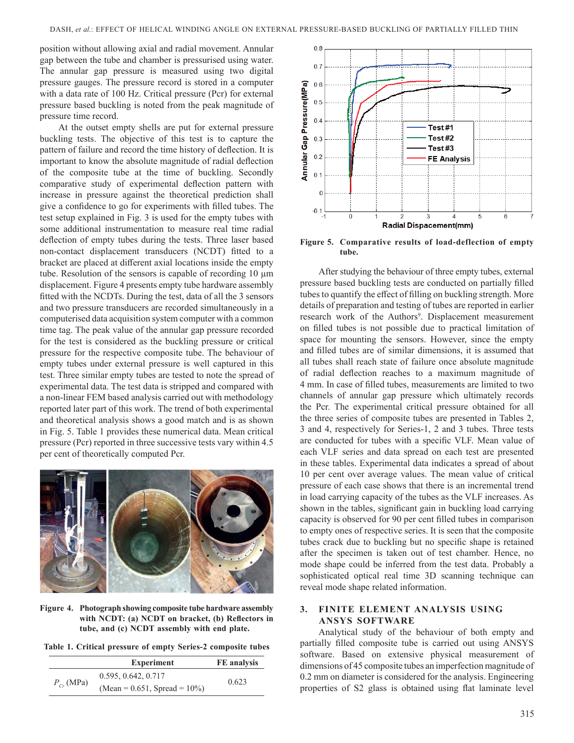position without allowing axial and radial movement. Annular gap between the tube and chamber is pressurised using water. The annular gap pressure is measured using two digital pressure gauges. The pressure record is stored in a computer with a data rate of 100 Hz. Critical pressure (Pcr) for external pressure based buckling is noted from the peak magnitude of pressure time record.

At the outset empty shells are put for external pressure buckling tests. The objective of this test is to capture the pattern of failure and record the time history of deflection. It is important to know the absolute magnitude of radial deflection of the composite tube at the time of buckling. Secondly comparative study of experimental deflection pattern with increase in pressure against the theoretical prediction shall give a confidence to go for experiments with filled tubes. The test setup explained in Fig. 3 is used for the empty tubes with some additional instrumentation to measure real time radial deflection of empty tubes during the tests. Three laser based non-contact displacement transducers (NCDT) fitted to a bracket are placed at different axial locations inside the empty tube. Resolution of the sensors is capable of recording 10 μm displacement. Figure 4 presents empty tube hardware assembly fitted with the NCDTs. During the test, data of all the 3 sensors and two pressure transducers are recorded simultaneously in a computerised data acquisition system computer with a common time tag. The peak value of the annular gap pressure recorded for the test is considered as the buckling pressure or critical pressure for the respective composite tube. The behaviour of empty tubes under external pressure is well captured in this test. Three similar empty tubes are tested to note the spread of experimental data. The test data is stripped and compared with a non-linear FEM based analysis carried out with methodology reported later part of this work. The trend of both experimental and theoretical analysis shows a good match and is as shown in Fig. 5. Table 1 provides these numerical data. Mean critical pressure (Pcr) reported in three successive tests vary within 4.5 per cent of theoretically computed Pcr.

**Figure 4. Photograph showing composite tube hardware assembly with NCDT: (a) NCDT on bracket, (b) Reflectors in tube, and (c) NCDT assembly with end plate.**

**Table 1. Critical pressure of empty Series-2 composite tubes**

| | Experiment | FE analysis |
|---|---|---|
| $P_{Cr}$ (MPa) | 0.595, 0.642, 0.717 (Mean = 0.651, Spread = 10%) | 0.623 |

**Figure 5. Comparative results of load-deflection of empty tube.**

After studying the behaviour of three empty tubes, external pressure based buckling tests are conducted on partially filled tubes to quantify the effect of filling on buckling strength. More details of preparation and testing of tubes are reported in earlier research work of the Authors[9]. Displacement measurement on filled tubes is not possible due to practical limitation of space for mounting the sensors. However, since the empty and filled tubes are of similar dimensions, it is assumed that all tubes shall reach state of failure once absolute magnitude of radial deflection reaches to a maximum magnitude of 4 mm. In case of filled tubes, measurements are limited to two channels of annular gap pressure which ultimately records the Pcr. The experimental critical pressure obtained for all the three series of composite tubes are presented in Tables 2, 3 and 4, respectively for Series-1, 2 and 3 tubes. Three tests are conducted for tubes with a specific VLF. Mean value of each VLF series and data spread on each test are presented in these tables. Experimental data indicates a spread of about 10 per cent over average values. The mean value of critical pressure of each case shows that there is an incremental trend in load carrying capacity of the tubes as the VLF increases. As shown in the tables, significant gain in buckling load carrying capacity is observed for 90 per cent filled tubes in comparison to empty ones of respective series. It is seen that the composite tubes crack due to buckling but no specific shape is retained after the specimen is taken out of test chamber. Hence, no mode shape could be inferred from the test data. Probably a sophisticated optical real time 3D scanning technique can reveal mode shape related information.

## 3. FINITE ELEMENT ANALYSIS USING ANSYS SOFTWARE

Analytical study of the behaviour of both empty and partially filled composite tube is carried out using ANSYS software. Based on extensive physical measurement of dimensions of 45 composite tubes an imperfection magnitude of 0.2 mm on diameter is considered for the analysis. Engineering properties of S2 glass is obtained using flat laminate level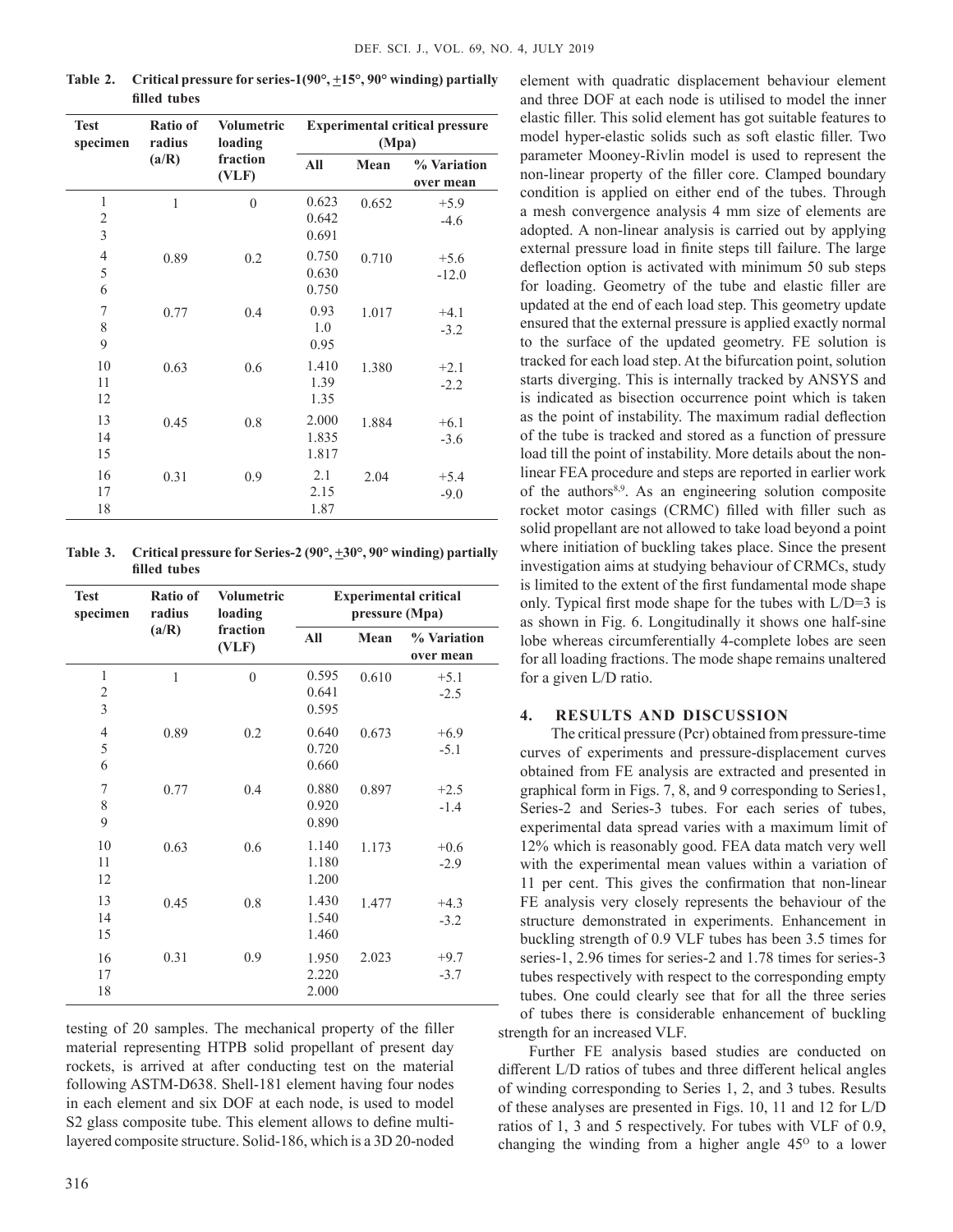**Table 2. Critical pressure for series-1(90°, ±15°, 90° winding) partially filled tubes**

| Test specimen | Ratio of radius (a/R) | Volumetric loading fraction (VLF) | Experimental critical pressure (Mpa) | | |
|---|---|---|---|---|---|
| | | | All | Mean | % Variation over mean |
| 1<br>2<br>3 | 1 | 0 | 0.623<br>0.642<br>0.691 | 0.652 | +5.9<br>-4.6 |
| 4<br>5<br>6 | 0.89 | 0.2 | 0.750<br>0.630<br>0.750 | 0.710 | +5.6<br>-12.0 |
| 7<br>8<br>9 | 0.77 | 0.4 | 0.93<br>1.0<br>0.95 | 1.017 | +4.1<br>-3.2 |
| 10<br>11<br>12 | 0.63 | 0.6 | 1.410<br>1.39<br>1.35 | 1.380 | +2.1<br>-2.2 |
| 13<br>14<br>15 | 0.45 | 0.8 | 2.000<br>1.835<br>1.817 | 1.884 | +6.1<br>-3.6 |
| 16<br>17<br>18 | 0.31 | 0.9 | 2.1<br>2.15<br>1.87 | 2.04 | +5.4<br>-9.0 |

**Table 3. Critical pressure for Series-2 (90°, ±30°, 90° winding) partially filled tubes**

| Test specimen | Ratio of radius (a/R) | Volumetric loading fraction (VLF) | Experimental critical pressure (Mpa) | | |
|---|---|---|---|---|---|
| | | | All | Mean | % Variation over mean |
| 1<br>2<br>3 | 1 | 0 | 0.595<br>0.641<br>0.595 | 0.610 | +5.1<br>-2.5 |
| 4<br>5<br>6 | 0.89 | 0.2 | 0.640<br>0.720<br>0.660 | 0.673 | +6.9<br>-5.1 |
| 7<br>8<br>9 | 0.77 | 0.4 | 0.880<br>0.920<br>0.890 | 0.897 | +2.5<br>-1.4 |
| 10<br>11<br>12 | 0.63 | 0.6 | 1.140<br>1.180<br>1.200 | 1.173 | +0.6<br>-2.9 |
| 13<br>14<br>15 | 0.45 | 0.8 | 1.430<br>1.540<br>1.460 | 1.477 | +4.3<br>-3.2 |
| 16<br>17<br>18 | 0.31 | 0.9 | 1.950<br>2.220<br>2.000 | 2.023 | +9.7<br>-3.7 |

testing of 20 samples. The mechanical property of the filler material representing HTPB solid propellant of present day rockets, is arrived at after conducting test on the material following ASTM-D638. Shell-181 element having four nodes in each element and six DOF at each node, is used to model S2 glass composite tube. This element allows to define multi-layered composite structure. Solid-186, which is a 3D 20-noded element with quadratic displacement behaviour element and three DOF at each node is utilised to model the inner elastic filler. This solid element has got suitable features to model hyper-elastic solids such as soft elastic filler. Two parameter Mooney-Rivlin model is used to represent the non-linear property of the filler core. Clamped boundary condition is applied on either end of the tubes. Through a mesh convergence analysis 4 mm size of elements are adopted. A non-linear analysis is carried out by applying external pressure load in finite steps till failure. The large deflection option is activated with minimum 50 sub steps for loading. Geometry of the tube and elastic filler are updated at the end of each load step. This geometry update ensured that the external pressure is applied exactly normal to the surface of the updated geometry. FE solution is tracked for each load step. At the bifurcation point, solution starts diverging. This is internally tracked by ANSYS and is indicated as bisection occurrence point which is taken as the point of instability. The maximum radial deflection of the tube is tracked and stored as a function of pressure load till the point of instability. More details about the non-linear FEA procedure and steps are reported in earlier work of the authors[8,9]. As an engineering solution composite rocket motor casings (CRMC) filled with filler such as solid propellant are not allowed to take load beyond a point where initiation of buckling takes place. Since the present investigation aims at studying behaviour of CRMCs, study is limited to the extent of the first fundamental mode shape only. Typical first mode shape for the tubes with L/D=3 is as shown in Fig. 6. Longitudinally it shows one half-sine lobe whereas circumferentially 4-complete lobes are seen for all loading fractions. The mode shape remains unaltered for a given L/D ratio.

## 4. RESULTS AND DISCUSSION

The critical pressure (Pcr) obtained from pressure-time curves of experiments and pressure-displacement curves obtained from FE analysis are extracted and presented in graphical form in Figs. 7, 8, and 9 corresponding to Series1, Series-2 and Series-3 tubes. For each series of tubes, experimental data spread varies with a maximum limit of 12% which is reasonably good. FEA data match very well with the experimental mean values within a variation of 11 per cent. This gives the confirmation that non-linear FE analysis very closely represents the behaviour of the structure demonstrated in experiments. Enhancement in buckling strength of 0.9 VLF tubes has been 3.5 times for series-1, 2.96 times for series-2 and 1.78 times for series-3 tubes respectively with respect to the corresponding empty tubes. One could clearly see that for all the three series of tubes there is considerable enhancement of buckling strength for an increased VLF.

Further FE analysis based studies are conducted on different L/D ratios of tubes and three different helical angles of winding corresponding to Series 1, 2, and 3 tubes. Results of these analyses are presented in Figs. 10, 11 and 12 for L/D ratios of 1, 3 and 5 respectively. For tubes with VLF of 0.9, changing the winding from a higher angle 45° to a lower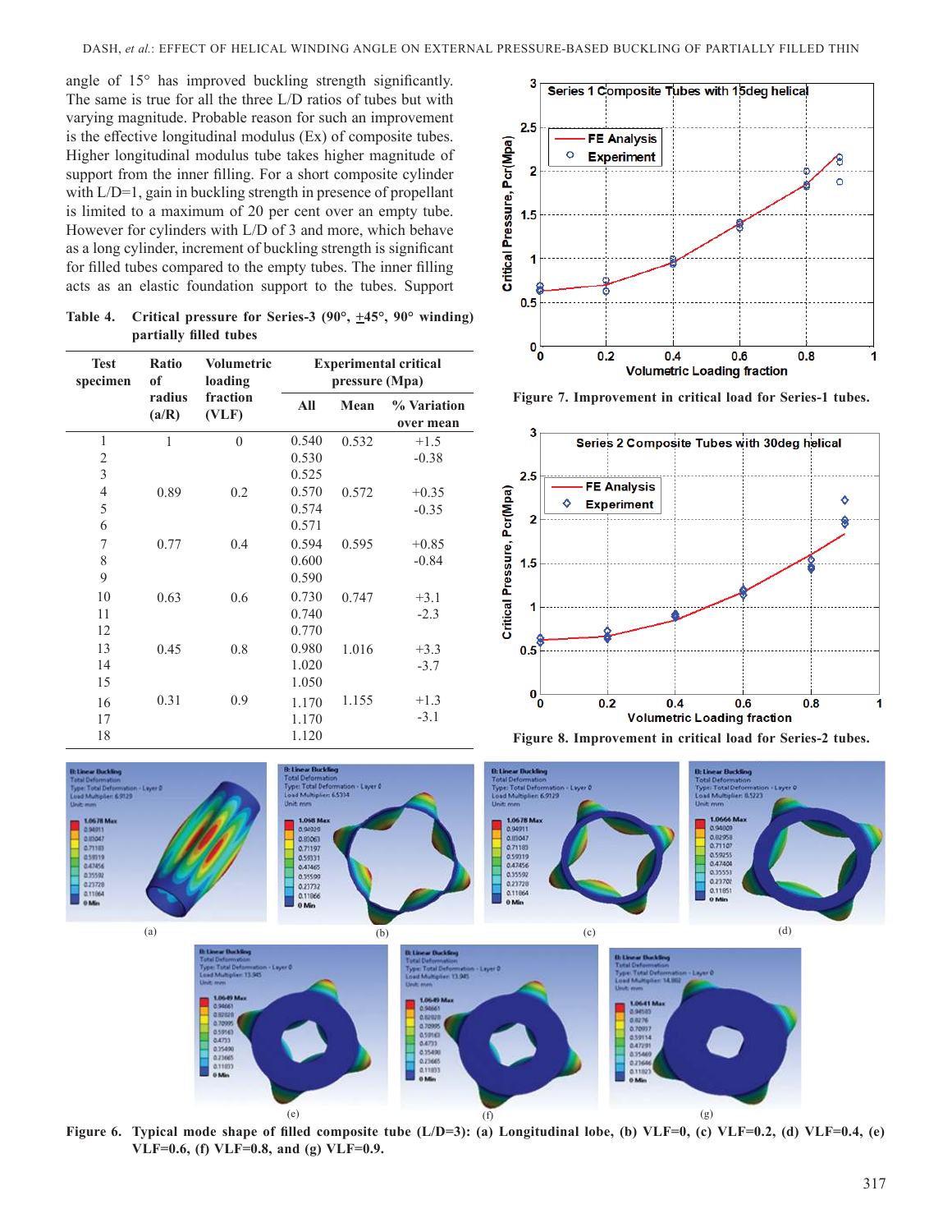angle of 15° has improved buckling strength significantly. The same is true for all the three L/D ratios of tubes but with varying magnitude. Probable reason for such an improvement is the effective longitudinal modulus (Ex) of composite tubes. Higher longitudinal modulus tube takes higher magnitude of support from the inner filling. For a short composite cylinder with L/D=1, gain in buckling strength in presence of propellant is limited to a maximum of 20 per cent over an empty tube. However for cylinders with L/D of 3 and more, which behave as a long cylinder, increment of buckling strength is significant for filled tubes compared to the empty tubes. The inner filling acts as an elastic foundation support to the tubes. Support

**Table 4. Critical pressure for Series-3 (90°, ±45°, 90° winding) partially filled tubes**

| Test specimen | Ratio of radius (a/R) | Volumetric loading fraction (VLF) | Experimental critical pressure (Mpa) | | |
|---|---|---|---|---|---|
| | | | All | Mean | % Variation over mean |
| 1 | 1 | 0 | 0.540 | 0.532 | +1.5 |
| 2 | | | 0.530 | | -0.38 |
| 3 | | | 0.525 | | |
| 4 | 0.89 | 0.2 | 0.570 | 0.572 | +0.35 |
| 5 | | | 0.574 | | -0.35 |
| 6 | | | 0.571 | | |
| 7 | 0.77 | 0.4 | 0.594 | 0.595 | +0.85 |
| 8 | | | 0.600 | | -0.84 |
| 9 | | | 0.590 | | |
| 10 | 0.63 | 0.6 | 0.730 | 0.747 | +3.1 |
| 11 | | | 0.740 | | -2.3 |
| 12 | | | 0.770 | | |
| 13 | 0.45 | 0.8 | 0.980 | 1.016 | +3.3 |
| 14 | | | 1.020 | | -3.7 |
| 15 | | | 1.050 | | |
| 16 | 0.31 | 0.9 | 1.170 | 1.155 | +1.3 |
| 17 | | | 1.170 | | -3.1 |
| 18 | | | 1.120 | | |

**Figure 7. Improvement in critical load for Series-1 tubes.**

**Figure 8. Improvement in critical load for Series-2 tubes.**

**Figure 6. Typical mode shape of filled composite tube (L/D=3): (a) Longitudinal lobe, (b) VLF=0, (c) VLF=0.2, (d) VLF=0.4, (e) VLF=0.6, (f) VLF=0.8, and (g) VLF=0.9.**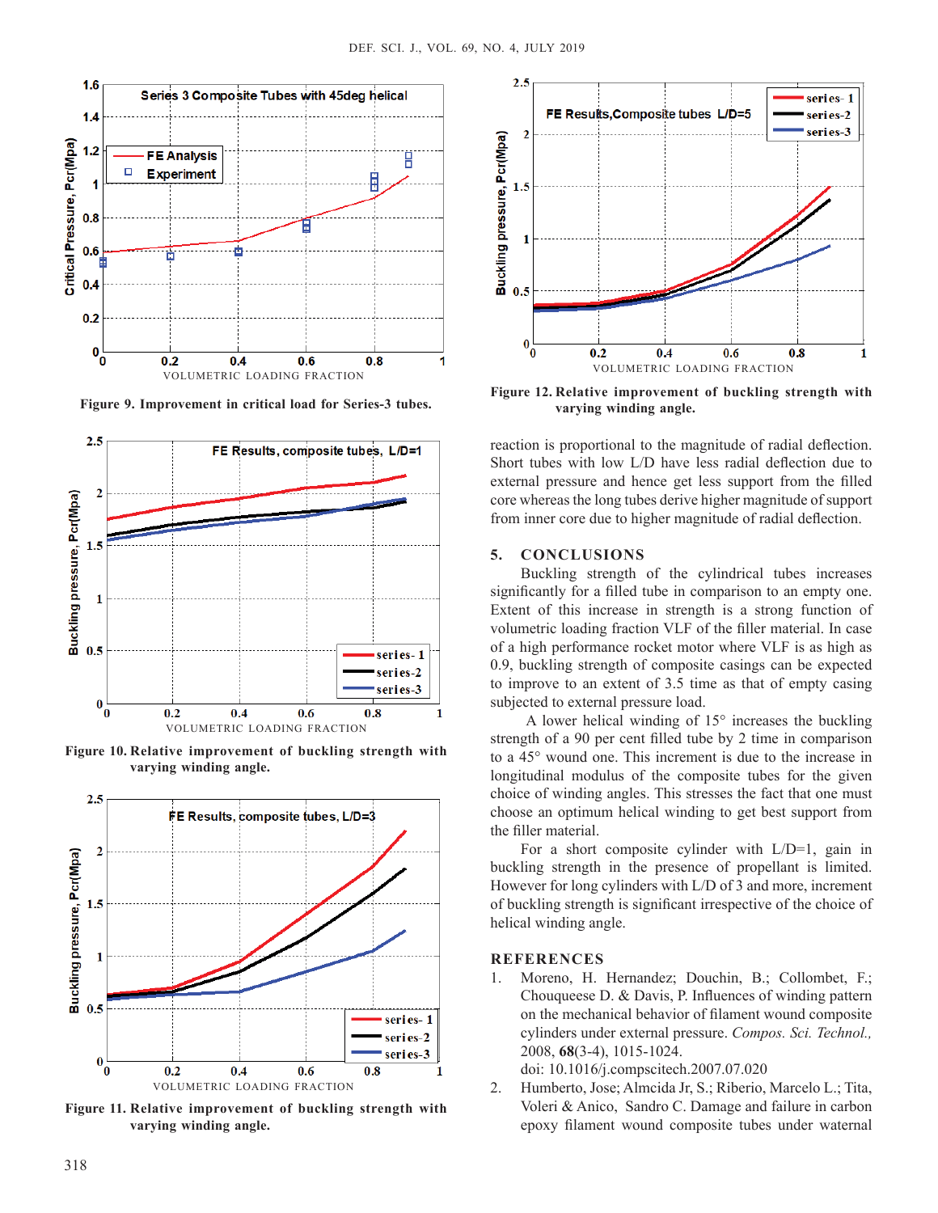Figure 9. Improvement in critical load for Series-3 tubes.

Figure 10. Relative improvement of buckling strength with varying winding angle.

Figure 11. Relative improvement of buckling strength with varying winding angle.

Figure 12. Relative improvement of buckling strength with varying winding angle.

reaction is proportional to the magnitude of radial deflection. Short tubes with low L/D have less radial deflection due to external pressure and hence get less support from the filled core whereas the long tubes derive higher magnitude of support from inner core due to higher magnitude of radial deflection.

## 5. CONCLUSIONS

Buckling strength of the cylindrical tubes increases significantly for a filled tube in comparison to an empty one. Extent of this increase in strength is a strong function of volumetric loading fraction VLF of the filler material. In case of a high performance rocket motor where VLF is as high as 0.9, buckling strength of composite casings can be expected to improve to an extent of 3.5 time as that of empty casing subjected to external pressure load.

A lower helical winding of 15° increases the buckling strength of a 90 per cent filled tube by 2 time in comparison to a 45° wound one. This increment is due to the increase in longitudinal modulus of the composite tubes for the given choice of winding angles. This stresses the fact that one must choose an optimum helical winding to get best support from the filler material.

For a short composite cylinder with L/D=1, gain in buckling strength in the presence of propellant is limited. However for long cylinders with L/D of 3 and more, increment of buckling strength is significant irrespective of the choice of helical winding angle.

## REFERENCES

1. Moreno, H. Hernandez; Douchin, B.; Collombet, F.; Chouqueese D. & Davis, P. Influences of winding pattern on the mechanical behavior of filament wound composite cylinders under external pressure. *Compos. Sci. Technol.*, 2008, **68**(3-4), 1015-1024. doi: 10.1016/j.compscitech.2007.07.020
2. Humberto, Jose; Almcida Jr, S.; Riberio, Marcelo L.; Tita, Voleri & Anico, Sandro C. Damage and failure in carbon epoxy filament wound composite tubes under waternal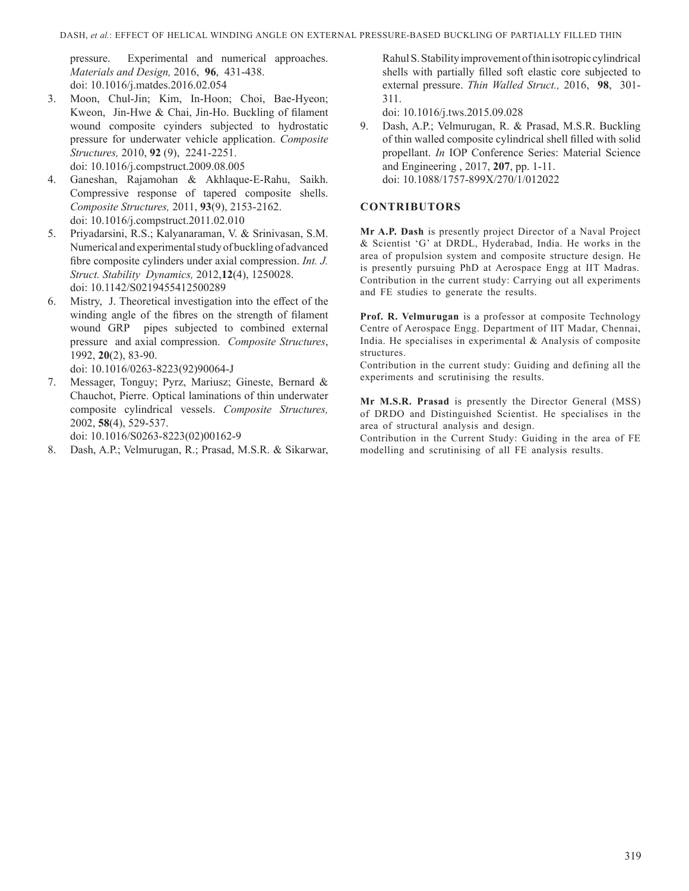pressure. Experimental and numerical approaches. *Materials and Design,* 2016, **96**, 431-438. doi: 10.1016/j.matdes.2016.02.054

3. Moon, Chul-Jin; Kim, In-Hoon; Choi, Bae-Hyeon; Kweon, Jin-Hwe & Chai, Jin-Ho. Buckling of filament wound composite cyinders subjected to hydrostatic pressure for underwater vehicle application. *Composite Structures,* 2010, **92** (9), 2241-2251. doi: 10.1016/j.compstruct.2009.08.005
4. Ganeshan, Rajamohan & Akhlaque-E-Rahu, Saikh. Compressive response of tapered composite shells. *Composite Structures,* 2011, **93**(9), 2153-2162. doi: 10.1016/j.compstruct.2011.02.010
5. Priyadarsini, R.S.; Kalyanaraman, V. & Srinivasan, S.M. Numerical and experimental study of buckling of advanced fibre composite cylinders under axial compression. *Int. J. Struct. Stability Dynamics,* 2012,**12**(4), 1250028. doi: 10.1142/S0219455412500289
6. Mistry, J. Theoretical investigation into the effect of the winding angle of the fibres on the strength of filament wound GRP pipes subjected to combined external pressure and axial compression. *Composite Structures*, 1992, **20**(2), 83-90. doi: 10.1016/0263-8223(92)90064-J
7. Messager, Tonguy; Pyrz, Mariusz; Gineste, Bernard & Chauchot, Pierre. Optical laminations of thin underwater composite cylindrical vessels. *Composite Structures,* 2002, **58**(4), 529-537. doi: 10.1016/S0263-8223(02)00162-9
8. Dash, A.P.; Velmurugan, R.; Prasad, M.S.R. & Sikarwar, Rahul S. Stability improvement of thin isotropic cylindrical shells with partially filled soft elastic core subjected to external pressure. *Thin Walled Struct.,* 2016, **98**, 301-311. doi: 10.1016/j.tws.2015.09.028
9. Dash, A.P.; Velmurugan, R. & Prasad, M.S.R. Buckling of thin walled composite cylindrical shell filled with solid propellant. *In* IOP Conference Series: Material Science and Engineering , 2017, **207**, pp. 1-11. doi: 10.1088/1757-899X/270/1/012022

## CONTRIBUTORS

**Mr A.P. Dash** is presently project Director of a Naval Project & Scientist 'G' at DRDL, Hyderabad, India. He works in the area of propulsion system and composite structure design. He is presently pursuing PhD at Aerospace Engg at IIT Madras. Contribution in the current study: Carrying out all experiments and FE studies to generate the results.

**Prof. R. Velmurugan** is a professor at composite Technology Centre of Aerospace Engg. Department of IIT Madar, Chennai, India. He specialises in experimental & Analysis of composite structures.
Contribution in the current study: Guiding and defining all the experiments and scrutinising the results.

**Mr M.S.R. Prasad** is presently the Director General (MSS) of DRDO and Distinguished Scientist. He specialises in the area of structural analysis and design.
Contribution in the Current Study: Guiding in the area of FE modelling and scrutinising of all FE analysis results.